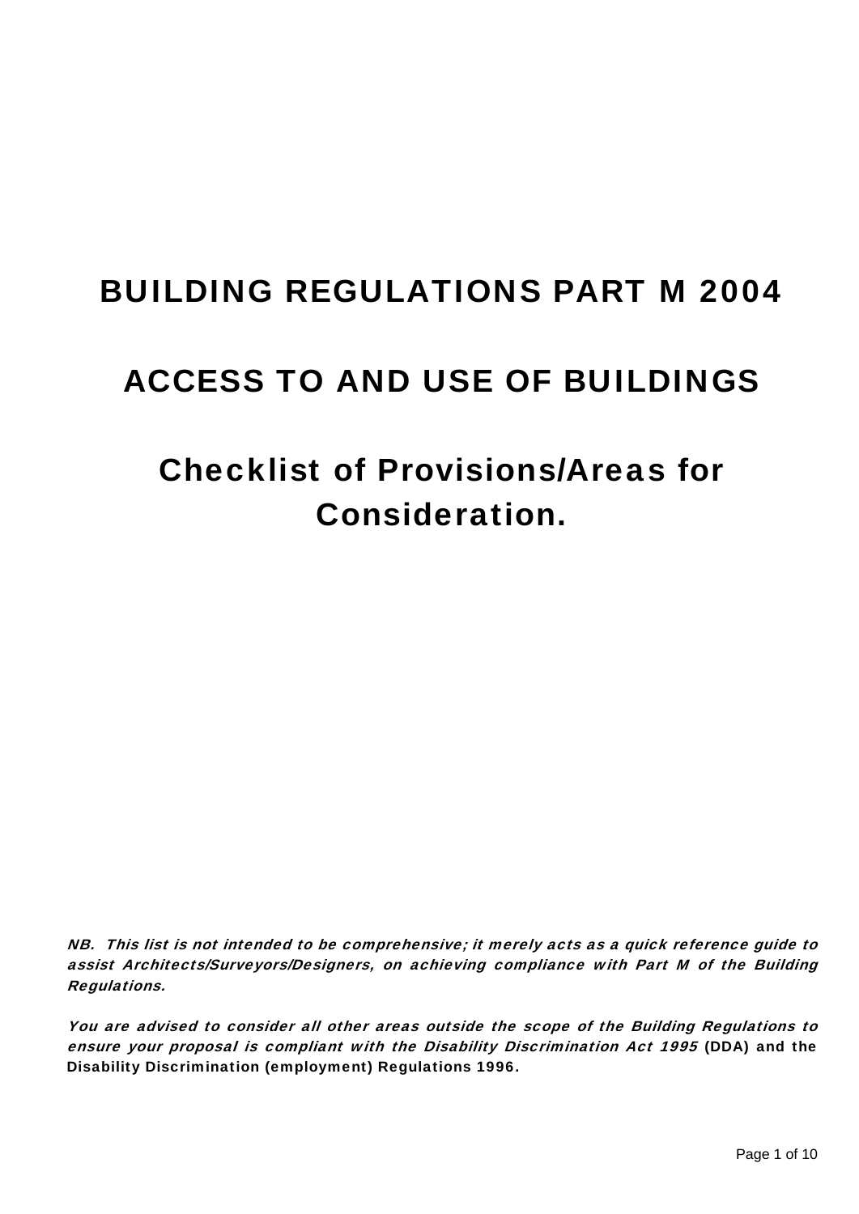# BUILDING REGULATIONS PART M 2004

# ACCESS TO AND USE OF BUILDINGS

# Checklist of Provisions/Areas for Consideration.

*NB. This list is not intended to be comprehensive; it merely acts as a quick reference guide to assist Architects/Surveyors/Designers, on achieving compliance with Part M of the Building Regulations.*

*You are advised to consider all other areas outside the scope of the Building Regulations to ensure your proposal is compliant with the Disability Discrimination Act 1995* **(DDA) and the Disability Discrimination (employment) Regulations 1996.**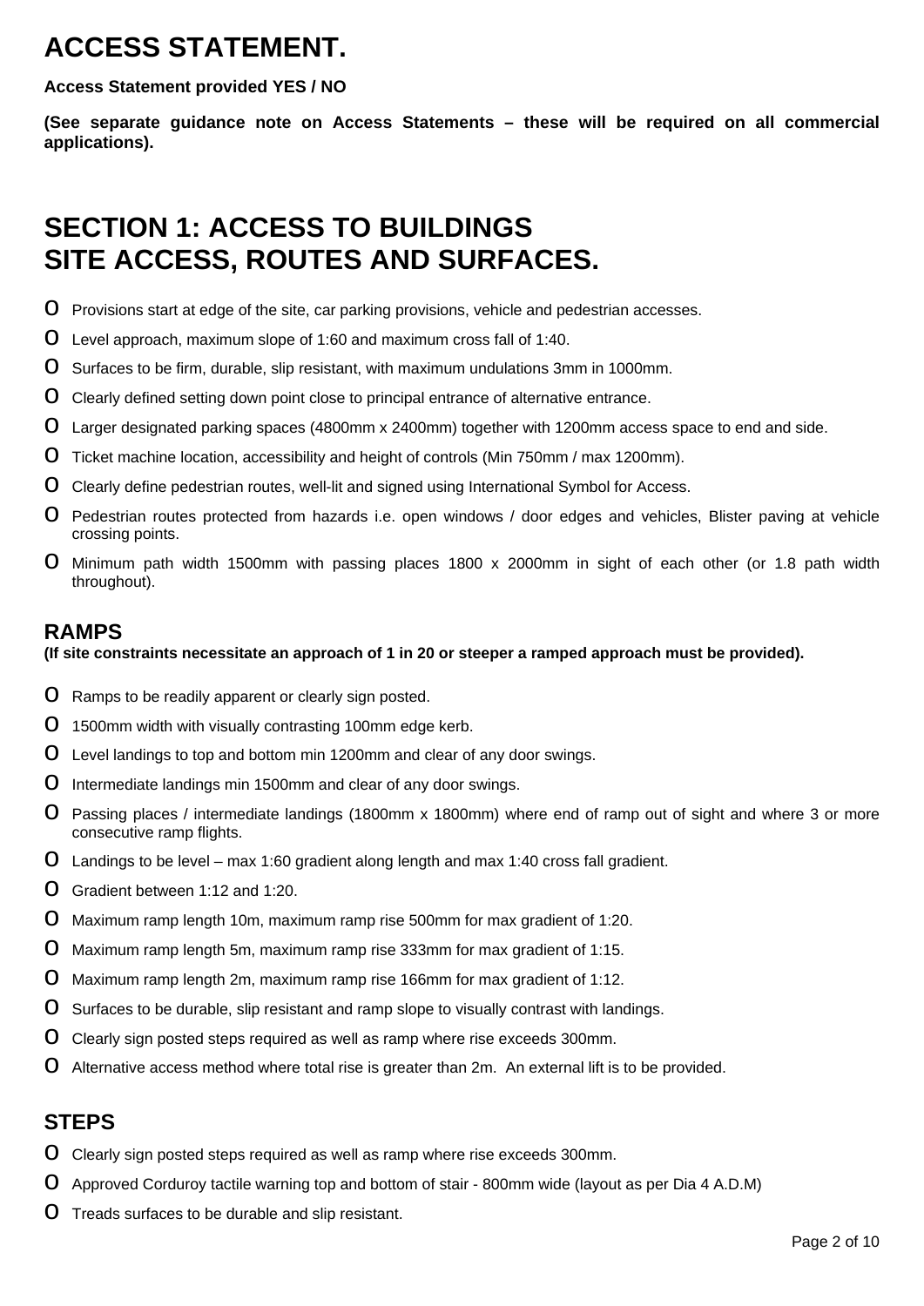# ACCESS STATEMENT.

**Access Statement provided YES / NO**

**(See separate guidance note on Access Statements – these will be required on all commercial applications).**

# SECTION 1: ACCESS TO BUILDINGS SITE ACCESS, ROUTES AND SURFACES.

- Provisions start at edge of the site, car parking provisions, vehicle and pedestrian accesses.
- Level approach, maximum slope of 1:60 and maximum cross fall of 1:40.
- Surfaces to be firm, durable, slip resistant, with maximum undulations 3mm in 1000mm.
- Clearly defined setting down point close to principal entrance of alternative entrance.
- Larger designated parking spaces (4800mm x 2400mm) together with 1200mm access space to end and side.
- Ticket machine location, accessibility and height of controls (Min 750mm / max 1200mm).
- Clearly define pedestrian routes, well-lit and signed using International Symbol for Access.
- Pedestrian routes protected from hazards i.e. open windows / door edges and vehicles, Blister paving at vehicle crossing points.
- Minimum path width 1500mm with passing places 1800 x 2000mm in sight of each other (or 1.8 path width throughout).

## RAMPS

**(If site constraints necessitate an approach of 1 in 20 or steeper a ramped approach must be provided).**

- Ramps to be readily apparent or clearly sign posted.
- 1500mm width with visually contrasting 100mm edge kerb.
- Level landings to top and bottom min 1200mm and clear of any door swings.
- Intermediate landings min 1500mm and clear of any door swings.
- Passing places / intermediate landings (1800mm x 1800mm) where end of ramp out of sight and where 3 or more consecutive ramp flights.
- Landings to be level – max 1:60 gradient along length and max 1:40 cross fall gradient.
- Gradient between 1:12 and 1:20.
- Maximum ramp length 10m, maximum ramp rise 500mm for max gradient of 1:20.
- Maximum ramp length 5m, maximum ramp rise 333mm for max gradient of 1:15.
- Maximum ramp length 2m, maximum ramp rise 166mm for max gradient of 1:12.
- Surfaces to be durable, slip resistant and ramp slope to visually contrast with landings.
- Clearly sign posted steps required as well as ramp where rise exceeds 300mm.
- Alternative access method where total rise is greater than 2m. An external lift is to be provided.

## STEPS

- Clearly sign posted steps required as well as ramp where rise exceeds 300mm.
- Approved Corduroy tactile warning top and bottom of stair - 800mm wide (layout as per Dia 4 A.D.M)
- Treads surfaces to be durable and slip resistant.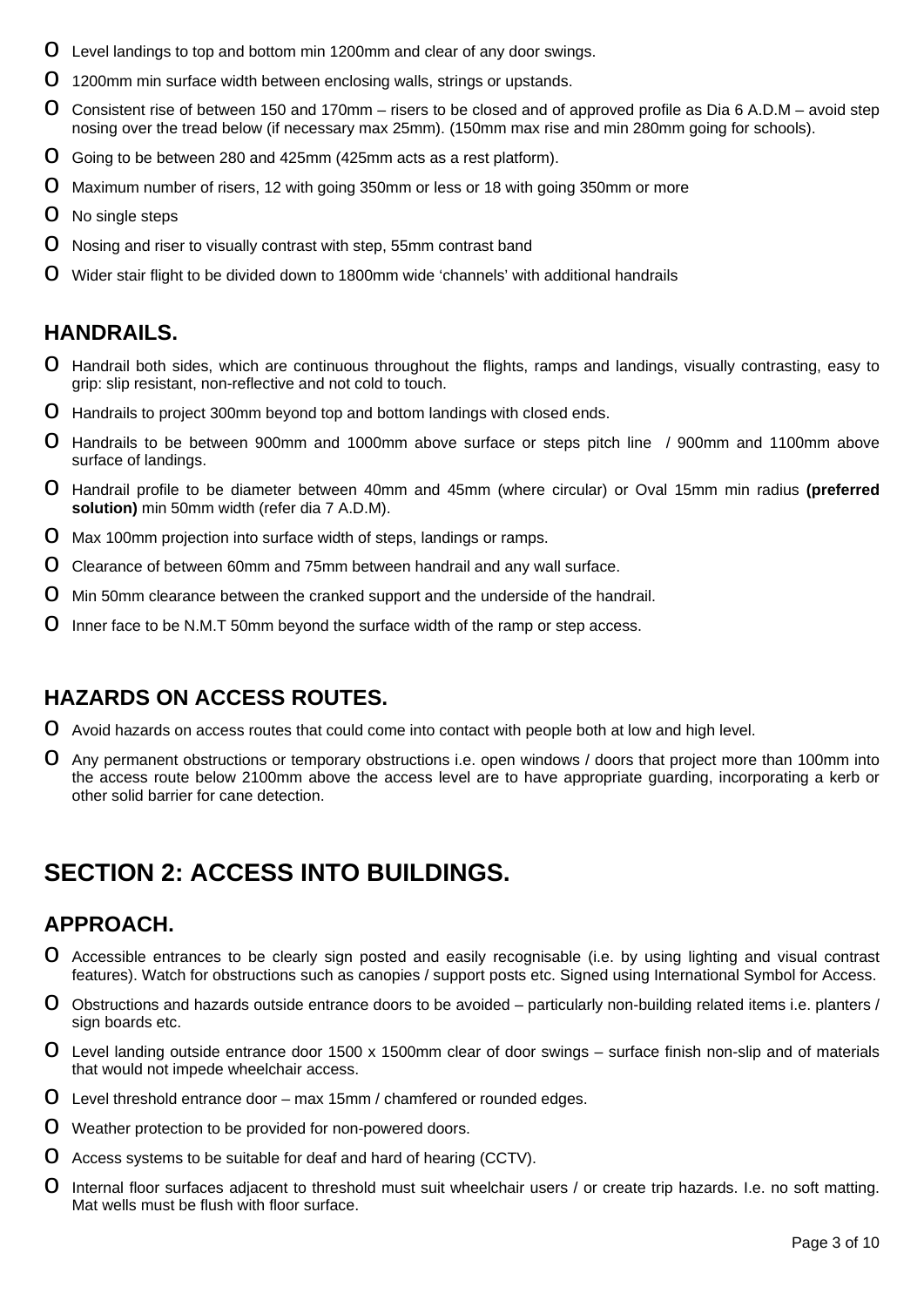- Level landings to top and bottom min 1200mm and clear of any door swings.
- 1200mm min surface width between enclosing walls, strings or upstands.
- Consistent rise of between 150 and 170mm – risers to be closed and of approved profile as Dia 6 A.D.M – avoid step nosing over the tread below (if necessary max 25mm). (150mm max rise and min 280mm going for schools).
- Going to be between 280 and 425mm (425mm acts as a rest platform).
- Maximum number of risers, 12 with going 350mm or less or 18 with going 350mm or more
- No single steps
- Nosing and riser to visually contrast with step, 55mm contrast band
- Wider stair flight to be divided down to 1800mm wide 'channels' with additional handrails

## HANDRAILS.

- Handrail both sides, which are continuous throughout the flights, ramps and landings, visually contrasting, easy to grip: slip resistant, non-reflective and not cold to touch.
- Handrails to project 300mm beyond top and bottom landings with closed ends.
- Handrails to be between 900mm and 1000mm above surface or steps pitch line / 900mm and 1100mm above surface of landings.
- Handrail profile to be diameter between 40mm and 45mm (where circular) or Oval 15mm min radius **(preferred solution)** min 50mm width (refer dia 7 A.D.M).
- Max 100mm projection into surface width of steps, landings or ramps.
- Clearance of between 60mm and 75mm between handrail and any wall surface.
- Min 50mm clearance between the cranked support and the underside of the handrail.
- Inner face to be N.M.T 50mm beyond the surface width of the ramp or step access.

## HAZARDS ON ACCESS ROUTES.

- Avoid hazards on access routes that could come into contact with people both at low and high level.
- Any permanent obstructions or temporary obstructions i.e. open windows / doors that project more than 100mm into the access route below 2100mm above the access level are to have appropriate guarding, incorporating a kerb or other solid barrier for cane detection.

# SECTION 2: ACCESS INTO BUILDINGS.

## APPROACH.

- Accessible entrances to be clearly sign posted and easily recognisable (i.e. by using lighting and visual contrast features). Watch for obstructions such as canopies / support posts etc. Signed using International Symbol for Access.
- Obstructions and hazards outside entrance doors to be avoided – particularly non-building related items i.e. planters / sign boards etc.
- Level landing outside entrance door 1500 x 1500mm clear of door swings – surface finish non-slip and of materials that would not impede wheelchair access.
- Level threshold entrance door – max 15mm / chamfered or rounded edges.
- Weather protection to be provided for non-powered doors.
- Access systems to be suitable for deaf and hard of hearing (CCTV).
- Internal floor surfaces adjacent to threshold must suit wheelchair users / or create trip hazards. I.e. no soft matting. Mat wells must be flush with floor surface.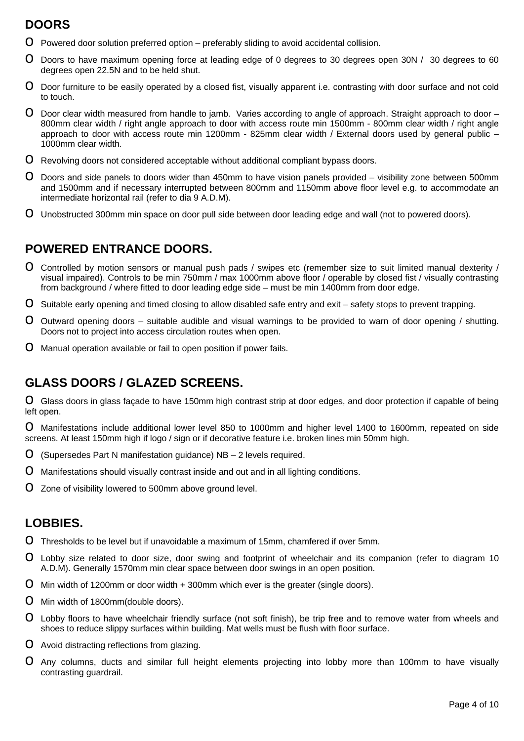## DOORS

- Powered door solution preferred option – preferably sliding to avoid accidental collision.
- Doors to have maximum opening force at leading edge of 0 degrees to 30 degrees open 30N / 30 degrees to 60 degrees open 22.5N and to be held shut.
- Door furniture to be easily operated by a closed fist, visually apparent i.e. contrasting with door surface and not cold to touch.
- Door clear width measured from handle to jamb. Varies according to angle of approach. Straight approach to door – 800mm clear width / right angle approach to door with access route min 1500mm - 800mm clear width / right angle approach to door with access route min 1200mm - 825mm clear width / External doors used by general public – 1000mm clear width.
- Revolving doors not considered acceptable without additional compliant bypass doors.
- Doors and side panels to doors wider than 450mm to have vision panels provided – visibility zone between 500mm and 1500mm and if necessary interrupted between 800mm and 1150mm above floor level e.g. to accommodate an intermediate horizontal rail (refer to dia 9 A.D.M).
- Unobstructed 300mm min space on door pull side between door leading edge and wall (not to powered doors).

## POWERED ENTRANCE DOORS.

- Controlled by motion sensors or manual push pads / swipes etc (remember size to suit limited manual dexterity / visual impaired). Controls to be min 750mm / max 1000mm above floor / operable by closed fist / visually contrasting from background / where fitted to door leading edge side – must be min 1400mm from door edge.
- Suitable early opening and timed closing to allow disabled safe entry and exit – safety stops to prevent trapping.
- Outward opening doors – suitable audible and visual warnings to be provided to warn of door opening / shutting. Doors not to project into access circulation routes when open.
- Manual operation available or fail to open position if power fails.

## GLASS DOORS / GLAZED SCREENS.

- Glass doors in glass façade to have 150mm high contrast strip at door edges, and door protection if capable of being left open.
- Manifestations include additional lower level 850 to 1000mm and higher level 1400 to 1600mm, repeated on side screens. At least 150mm high if logo / sign or if decorative feature i.e. broken lines min 50mm high.
- (Supersedes Part N manifestation guidance) NB – 2 levels required.
- Manifestations should visually contrast inside and out and in all lighting conditions.
- Zone of visibility lowered to 500mm above ground level.

## LOBBIES.

- Thresholds to be level but if unavoidable a maximum of 15mm, chamfered if over 5mm.
- Lobby size related to door size, door swing and footprint of wheelchair and its companion (refer to diagram 10 A.D.M). Generally 1570mm min clear space between door swings in an open position.
- Min width of 1200mm or door width + 300mm which ever is the greater (single doors).
- Min width of 1800mm(double doors).
- Lobby floors to have wheelchair friendly surface (not soft finish), be trip free and to remove water from wheels and shoes to reduce slippy surfaces within building. Mat wells must be flush with floor surface.
- Avoid distracting reflections from glazing.
- Any columns, ducts and similar full height elements projecting into lobby more than 100mm to have visually contrasting guardrail.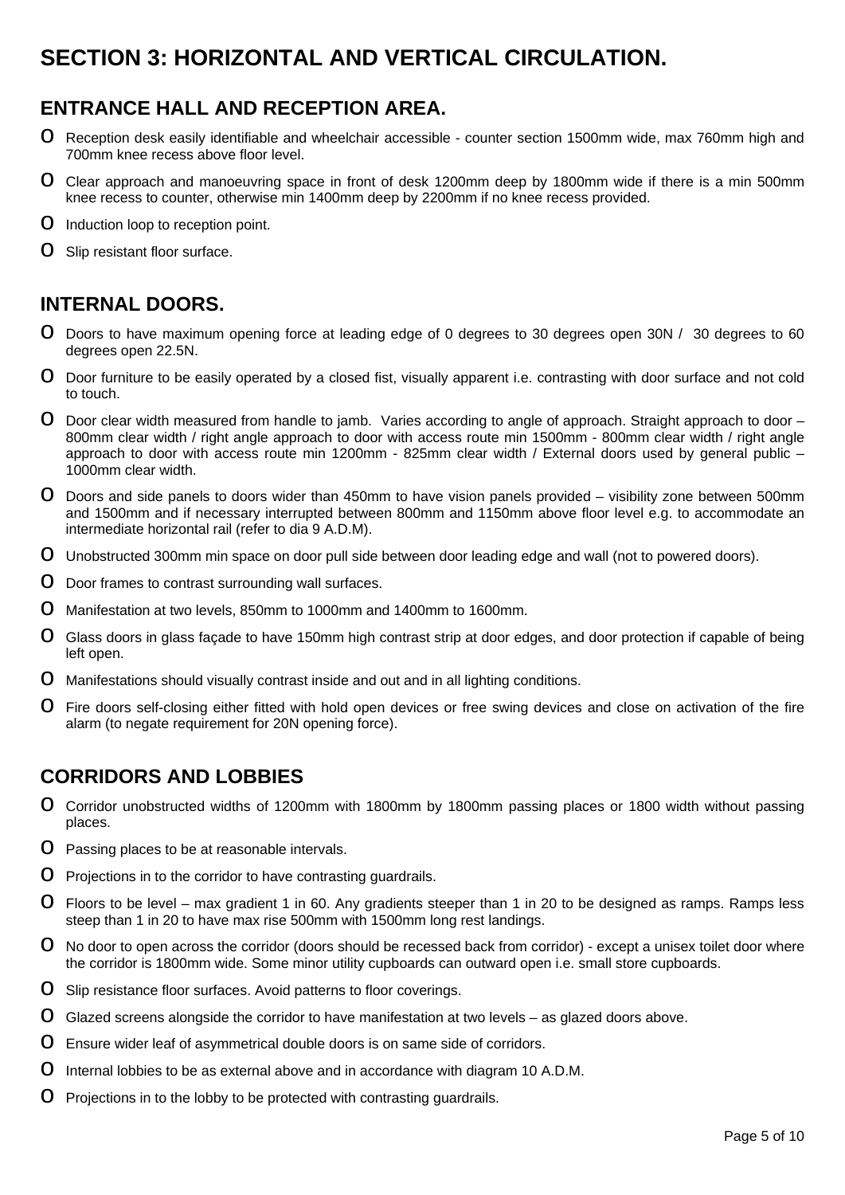# SECTION 3: HORIZONTAL AND VERTICAL CIRCULATION.

## ENTRANCE HALL AND RECEPTION AREA.

- Reception desk easily identifiable and wheelchair accessible - counter section 1500mm wide, max 760mm high and 700mm knee recess above floor level.
- Clear approach and manoeuvring space in front of desk 1200mm deep by 1800mm wide if there is a min 500mm knee recess to counter, otherwise min 1400mm deep by 2200mm if no knee recess provided.
- Induction loop to reception point.
- Slip resistant floor surface.

## INTERNAL DOORS.

- Doors to have maximum opening force at leading edge of 0 degrees to 30 degrees open 30N / 30 degrees to 60 degrees open 22.5N.
- Door furniture to be easily operated by a closed fist, visually apparent i.e. contrasting with door surface and not cold to touch.
- Door clear width measured from handle to jamb. Varies according to angle of approach. Straight approach to door – 800mm clear width / right angle approach to door with access route min 1500mm - 800mm clear width / right angle approach to door with access route min 1200mm - 825mm clear width / External doors used by general public – 1000mm clear width.
- Doors and side panels to doors wider than 450mm to have vision panels provided – visibility zone between 500mm and 1500mm and if necessary interrupted between 800mm and 1150mm above floor level e.g. to accommodate an intermediate horizontal rail (refer to dia 9 A.D.M).
- Unobstructed 300mm min space on door pull side between door leading edge and wall (not to powered doors).
- Door frames to contrast surrounding wall surfaces.
- Manifestation at two levels, 850mm to 1000mm and 1400mm to 1600mm.
- Glass doors in glass façade to have 150mm high contrast strip at door edges, and door protection if capable of being left open.
- Manifestations should visually contrast inside and out and in all lighting conditions.
- Fire doors self-closing either fitted with hold open devices or free swing devices and close on activation of the fire alarm (to negate requirement for 20N opening force).

## CORRIDORS AND LOBBIES

- Corridor unobstructed widths of 1200mm with 1800mm by 1800mm passing places or 1800 width without passing places.
- Passing places to be at reasonable intervals.
- Projections in to the corridor to have contrasting guardrails.
- Floors to be level – max gradient 1 in 60. Any gradients steeper than 1 in 20 to be designed as ramps. Ramps less steep than 1 in 20 to have max rise 500mm with 1500mm long rest landings.
- No door to open across the corridor (doors should be recessed back from corridor) - except a unisex toilet door where the corridor is 1800mm wide. Some minor utility cupboards can outward open i.e. small store cupboards.
- Slip resistance floor surfaces. Avoid patterns to floor coverings.
- Glazed screens alongside the corridor to have manifestation at two levels – as glazed doors above.
- Ensure wider leaf of asymmetrical double doors is on same side of corridors.
- Internal lobbies to be as external above and in accordance with diagram 10 A.D.M.
- Projections in to the lobby to be protected with contrasting guardrails.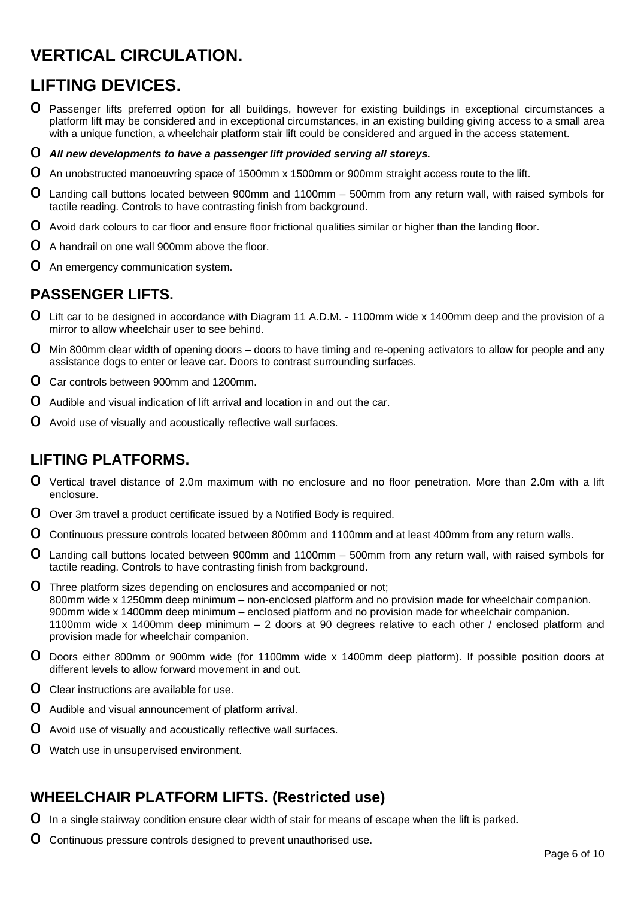# VERTICAL CIRCULATION.

# LIFTING DEVICES.

- Passenger lifts preferred option for all buildings, however for existing buildings in exceptional circumstances a platform lift may be considered and in exceptional circumstances, in an existing building giving access to a small area with a unique function, a wheelchair platform stair lift could be considered and argued in the access statement.
- ***All new developments to have a passenger lift provided serving all storeys.***
- An unobstructed manoeuvring space of 1500mm x 1500mm or 900mm straight access route to the lift.
- Landing call buttons located between 900mm and 1100mm – 500mm from any return wall, with raised symbols for tactile reading. Controls to have contrasting finish from background.
- Avoid dark colours to car floor and ensure floor frictional qualities similar or higher than the landing floor.
- A handrail on one wall 900mm above the floor.
- An emergency communication system.

## PASSENGER LIFTS.

- Lift car to be designed in accordance with Diagram 11 A.D.M. - 1100mm wide x 1400mm deep and the provision of a mirror to allow wheelchair user to see behind.
- Min 800mm clear width of opening doors – doors to have timing and re-opening activators to allow for people and any assistance dogs to enter or leave car. Doors to contrast surrounding surfaces.
- Car controls between 900mm and 1200mm.
- Audible and visual indication of lift arrival and location in and out the car.
- Avoid use of visually and acoustically reflective wall surfaces.

## LIFTING PLATFORMS.

- Vertical travel distance of 2.0m maximum with no enclosure and no floor penetration. More than 2.0m with a lift enclosure.
- Over 3m travel a product certificate issued by a Notified Body is required.
- Continuous pressure controls located between 800mm and 1100mm and at least 400mm from any return walls.
- Landing call buttons located between 900mm and 1100mm – 500mm from any return wall, with raised symbols for tactile reading. Controls to have contrasting finish from background.
- Three platform sizes depending on enclosures and accompanied or not;
  800mm wide x 1250mm deep minimum – non-enclosed platform and no provision made for wheelchair companion.
  900mm wide x 1400mm deep minimum – enclosed platform and no provision made for wheelchair companion.
  1100mm wide x 1400mm deep minimum – 2 doors at 90 degrees relative to each other / enclosed platform and provision made for wheelchair companion.
- Doors either 800mm or 900mm wide (for 1100mm wide x 1400mm deep platform). If possible position doors at different levels to allow forward movement in and out.
- Clear instructions are available for use.
- Audible and visual announcement of platform arrival.
- Avoid use of visually and acoustically reflective wall surfaces.
- Watch use in unsupervised environment.

## WHEELCHAIR PLATFORM LIFTS. (Restricted use)

- In a single stairway condition ensure clear width of stair for means of escape when the lift is parked.
- Continuous pressure controls designed to prevent unauthorised use.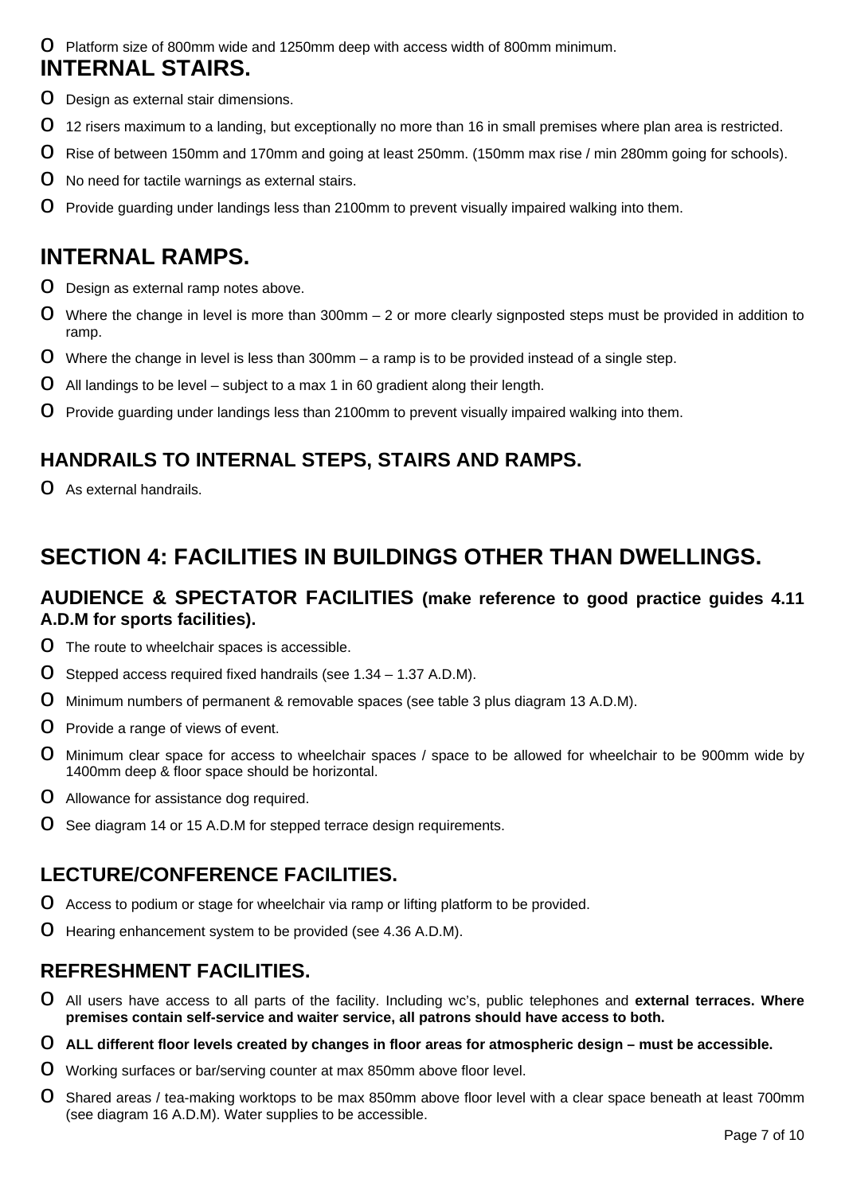- Platform size of 800mm wide and 1250mm deep with access width of 800mm minimum.

## INTERNAL STAIRS.

- Design as external stair dimensions.
- 12 risers maximum to a landing, but exceptionally no more than 16 in small premises where plan area is restricted.
- Rise of between 150mm and 170mm and going at least 250mm. (150mm max rise / min 280mm going for schools).
- No need for tactile warnings as external stairs.
- Provide guarding under landings less than 2100mm to prevent visually impaired walking into them.

## INTERNAL RAMPS.

- Design as external ramp notes above.
- Where the change in level is more than 300mm – 2 or more clearly signposted steps must be provided in addition to ramp.
- Where the change in level is less than 300mm – a ramp is to be provided instead of a single step.
- All landings to be level – subject to a max 1 in 60 gradient along their length.
- Provide guarding under landings less than 2100mm to prevent visually impaired walking into them.

### HANDRAILS TO INTERNAL STEPS, STAIRS AND RAMPS.

- As external handrails.

## SECTION 4: FACILITIES IN BUILDINGS OTHER THAN DWELLINGS.

### AUDIENCE & SPECTATOR FACILITIES (make reference to good practice guides 4.11 A.D.M for sports facilities).

- The route to wheelchair spaces is accessible.
- Stepped access required fixed handrails (see 1.34 – 1.37 A.D.M).
- Minimum numbers of permanent & removable spaces (see table 3 plus diagram 13 A.D.M).
- Provide a range of views of event.
- Minimum clear space for access to wheelchair spaces / space to be allowed for wheelchair to be 900mm wide by 1400mm deep & floor space should be horizontal.
- Allowance for assistance dog required.
- See diagram 14 or 15 A.D.M for stepped terrace design requirements.

### LECTURE/CONFERENCE FACILITIES.

- Access to podium or stage for wheelchair via ramp or lifting platform to be provided.
- Hearing enhancement system to be provided (see 4.36 A.D.M).

### REFRESHMENT FACILITIES.

- All users have access to all parts of the facility. Including wc's, public telephones and **external terraces. Where premises contain self-service and waiter service, all patrons should have access to both.**
- **ALL different floor levels created by changes in floor areas for atmospheric design – must be accessible.**
- Working surfaces or bar/serving counter at max 850mm above floor level.
- Shared areas / tea-making worktops to be max 850mm above floor level with a clear space beneath at least 700mm (see diagram 16 A.D.M). Water supplies to be accessible.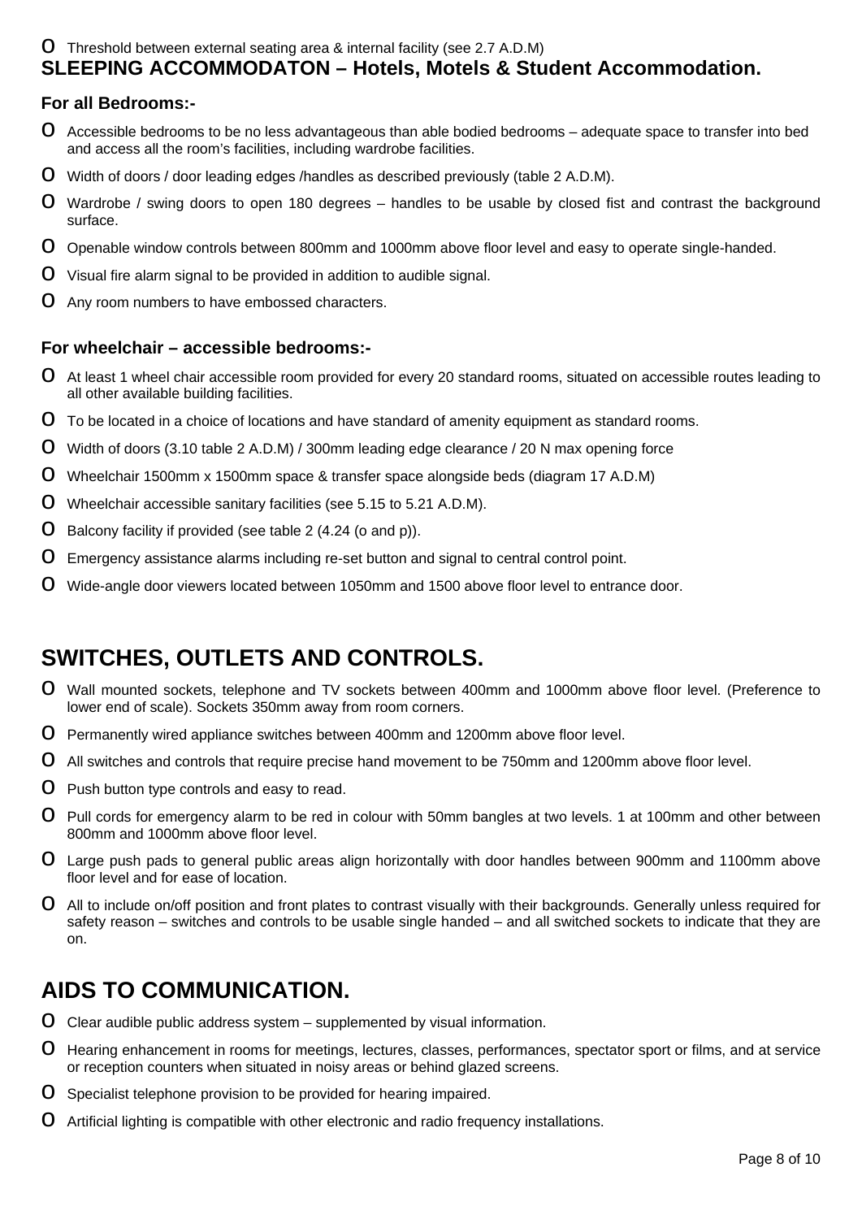- Threshold between external seating area & internal facility (see 2.7 A.D.M)

## SLEEPING ACCOMMODATON – Hotels, Motels & Student Accommodation.

### For all Bedrooms:-

- Accessible bedrooms to be no less advantageous than able bodied bedrooms – adequate space to transfer into bed and access all the room's facilities, including wardrobe facilities.
- Width of doors / door leading edges /handles as described previously (table 2 A.D.M).
- Wardrobe / swing doors to open 180 degrees – handles to be usable by closed fist and contrast the background surface.
- Openable window controls between 800mm and 1000mm above floor level and easy to operate single-handed.
- Visual fire alarm signal to be provided in addition to audible signal.
- Any room numbers to have embossed characters.

### For wheelchair – accessible bedrooms:-

- At least 1 wheel chair accessible room provided for every 20 standard rooms, situated on accessible routes leading to all other available building facilities.
- To be located in a choice of locations and have standard of amenity equipment as standard rooms.
- Width of doors (3.10 table 2 A.D.M) / 300mm leading edge clearance / 20 N max opening force
- Wheelchair 1500mm x 1500mm space & transfer space alongside beds (diagram 17 A.D.M)
- Wheelchair accessible sanitary facilities (see 5.15 to 5.21 A.D.M).
- Balcony facility if provided (see table 2 (4.24 (o and p)).
- Emergency assistance alarms including re-set button and signal to central control point.
- Wide-angle door viewers located between 1050mm and 1500 above floor level to entrance door.

## SWITCHES, OUTLETS AND CONTROLS.

- Wall mounted sockets, telephone and TV sockets between 400mm and 1000mm above floor level. (Preference to lower end of scale). Sockets 350mm away from room corners.
- Permanently wired appliance switches between 400mm and 1200mm above floor level.
- All switches and controls that require precise hand movement to be 750mm and 1200mm above floor level.
- Push button type controls and easy to read.
- Pull cords for emergency alarm to be red in colour with 50mm bangles at two levels. 1 at 100mm and other between 800mm and 1000mm above floor level.
- Large push pads to general public areas align horizontally with door handles between 900mm and 1100mm above floor level and for ease of location.
- All to include on/off position and front plates to contrast visually with their backgrounds. Generally unless required for safety reason – switches and controls to be usable single handed – and all switched sockets to indicate that they are on.

## AIDS TO COMMUNICATION.

- Clear audible public address system – supplemented by visual information.
- Hearing enhancement in rooms for meetings, lectures, classes, performances, spectator sport or films, and at service or reception counters when situated in noisy areas or behind glazed screens.
- Specialist telephone provision to be provided for hearing impaired.
- Artificial lighting is compatible with other electronic and radio frequency installations.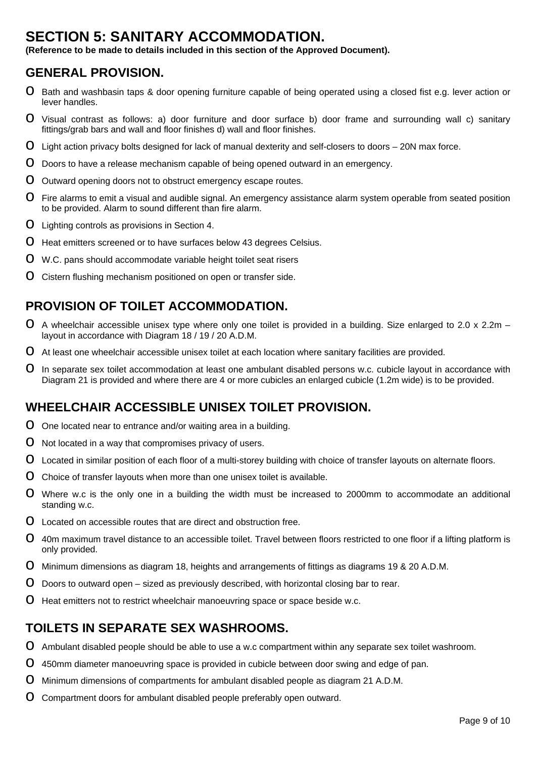# SECTION 5: SANITARY ACCOMMODATION.

**(Reference to be made to details included in this section of the Approved Document).**

## GENERAL PROVISION.

- Bath and washbasin taps & door opening furniture capable of being operated using a closed fist e.g. lever action or lever handles.
- Visual contrast as follows: a) door furniture and door surface b) door frame and surrounding wall c) sanitary fittings/grab bars and wall and floor finishes d) wall and floor finishes.
- Light action privacy bolts designed for lack of manual dexterity and self-closers to doors – 20N max force.
- Doors to have a release mechanism capable of being opened outward in an emergency.
- Outward opening doors not to obstruct emergency escape routes.
- Fire alarms to emit a visual and audible signal. An emergency assistance alarm system operable from seated position to be provided. Alarm to sound different than fire alarm.
- Lighting controls as provisions in Section 4.
- Heat emitters screened or to have surfaces below 43 degrees Celsius.
- W.C. pans should accommodate variable height toilet seat risers
- Cistern flushing mechanism positioned on open or transfer side.

## PROVISION OF TOILET ACCOMMODATION.

- A wheelchair accessible unisex type where only one toilet is provided in a building. Size enlarged to 2.0 x 2.2m – layout in accordance with Diagram 18 / 19 / 20 A.D.M.
- At least one wheelchair accessible unisex toilet at each location where sanitary facilities are provided.
- In separate sex toilet accommodation at least one ambulant disabled persons w.c. cubicle layout in accordance with Diagram 21 is provided and where there are 4 or more cubicles an enlarged cubicle (1.2m wide) is to be provided.

## WHEELCHAIR ACCESSIBLE UNISEX TOILET PROVISION.

- One located near to entrance and/or waiting area in a building.
- Not located in a way that compromises privacy of users.
- Located in similar position of each floor of a multi-storey building with choice of transfer layouts on alternate floors.
- Choice of transfer layouts when more than one unisex toilet is available.
- Where w.c is the only one in a building the width must be increased to 2000mm to accommodate an additional standing w.c.
- Located on accessible routes that are direct and obstruction free.
- 40m maximum travel distance to an accessible toilet. Travel between floors restricted to one floor if a lifting platform is only provided.
- Minimum dimensions as diagram 18, heights and arrangements of fittings as diagrams 19 & 20 A.D.M.
- Doors to outward open – sized as previously described, with horizontal closing bar to rear.
- Heat emitters not to restrict wheelchair manoeuvring space or space beside w.c.

## TOILETS IN SEPARATE SEX WASHROOMS.

- Ambulant disabled people should be able to use a w.c compartment within any separate sex toilet washroom.
- 450mm diameter manoeuvring space is provided in cubicle between door swing and edge of pan.
- Minimum dimensions of compartments for ambulant disabled people as diagram 21 A.D.M.
- Compartment doors for ambulant disabled people preferably open outward.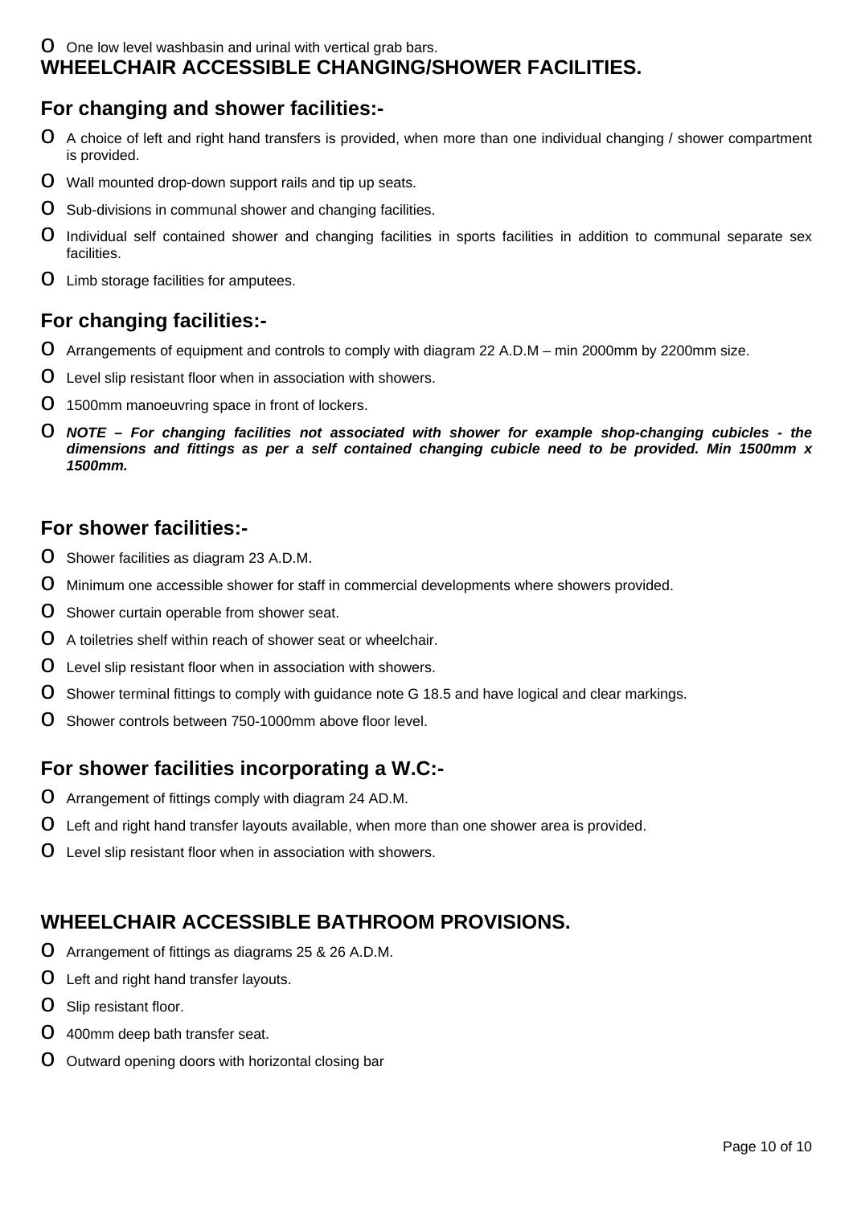- One low level washbasin and urinal with vertical grab bars.

## WHEELCHAIR ACCESSIBLE CHANGING/SHOWER FACILITIES.

### For changing and shower facilities:-

- A choice of left and right hand transfers is provided, when more than one individual changing / shower compartment is provided.
- Wall mounted drop-down support rails and tip up seats.
- Sub-divisions in communal shower and changing facilities.
- Individual self contained shower and changing facilities in sports facilities in addition to communal separate sex facilities.
- Limb storage facilities for amputees.

### For changing facilities:-

- Arrangements of equipment and controls to comply with diagram 22 A.D.M – min 2000mm by 2200mm size.
- Level slip resistant floor when in association with showers.
- 1500mm manoeuvring space in front of lockers.
- ***NOTE – For changing facilities not associated with shower for example shop-changing cubicles - the dimensions and fittings as per a self contained changing cubicle need to be provided. Min 1500mm x 1500mm.***

### For shower facilities:-

- Shower facilities as diagram 23 A.D.M.
- Minimum one accessible shower for staff in commercial developments where showers provided.
- Shower curtain operable from shower seat.
- A toiletries shelf within reach of shower seat or wheelchair.
- Level slip resistant floor when in association with showers.
- Shower terminal fittings to comply with guidance note G 18.5 and have logical and clear markings.
- Shower controls between 750-1000mm above floor level.

### For shower facilities incorporating a W.C:-

- Arrangement of fittings comply with diagram 24 AD.M.
- Left and right hand transfer layouts available, when more than one shower area is provided.
- Level slip resistant floor when in association with showers.

## WHEELCHAIR ACCESSIBLE BATHROOM PROVISIONS.

- Arrangement of fittings as diagrams 25 & 26 A.D.M.
- Left and right hand transfer layouts.
- Slip resistant floor.
- 400mm deep bath transfer seat.
- Outward opening doors with horizontal closing bar